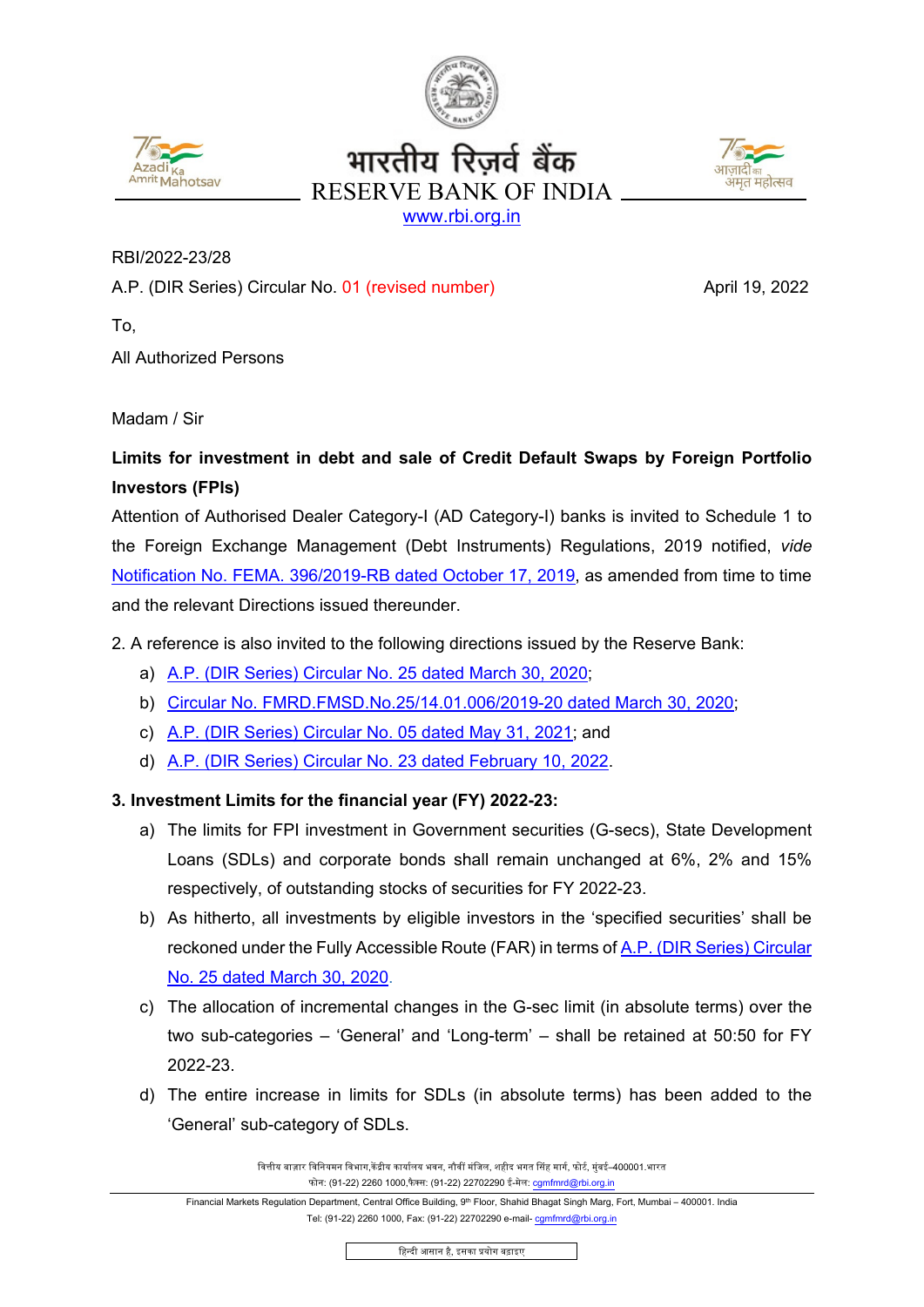भारतीय रिज़र्व बैंक
RESERVE BANK OF INDIA
www.rbi.org.in

RBI/2022-23/28

A.P. (DIR Series) Circular No. 01 (revised number) April 19, 2022

To,

All Authorized Persons

Madam / Sir

**Limits for investment in debt and sale of Credit Default Swaps by Foreign Portfolio Investors (FPIs)**

Attention of Authorised Dealer Category-I (AD Category-I) banks is invited to Schedule 1 to the Foreign Exchange Management (Debt Instruments) Regulations, 2019 notified, *vide* Notification No. FEMA. 396/2019-RB dated October 17, 2019, as amended from time to time and the relevant Directions issued thereunder.

2. A reference is also invited to the following directions issued by the Reserve Bank:

a) A.P. (DIR Series) Circular No. 25 dated March 30, 2020;
b) Circular No. FMRD.FMSD.No.25/14.01.006/2019-20 dated March 30, 2020;
c) A.P. (DIR Series) Circular No. 05 dated May 31, 2021; and
d) A.P. (DIR Series) Circular No. 23 dated February 10, 2022.

**3. Investment Limits for the financial year (FY) 2022-23:**

a) The limits for FPI investment in Government securities (G-secs), State Development Loans (SDLs) and corporate bonds shall remain unchanged at 6%, 2% and 15% respectively, of outstanding stocks of securities for FY 2022-23.
b) As hitherto, all investments by eligible investors in the 'specified securities' shall be reckoned under the Fully Accessible Route (FAR) in terms of A.P. (DIR Series) Circular No. 25 dated March 30, 2020.
c) The allocation of incremental changes in the G-sec limit (in absolute terms) over the two sub-categories – 'General' and 'Long-term' – shall be retained at 50:50 for FY 2022-23.
d) The entire increase in limits for SDLs (in absolute terms) has been added to the 'General' sub-category of SDLs.

वित्तीय बाज़ार विनियमन विभाग,केंद्रीय कार्यालय भवन, नौवीं मंजिल, शहीद भगत सिंह मार्ग, फोर्ट, मुंबई–400001.भारत
फोन: (91-22) 2260 1000,फैक्स: (91-22) 22702290 ई-मेल: cgmfmrd@rbi.org.in

Financial Markets Regulation Department, Central Office Building, 9th Floor, Shahid Bhagat Singh Marg, Fort, Mumbai – 400001. India
Tel: (91-22) 2260 1000, Fax: (91-22) 22702290 e-mail- cgmfmrd@rbi.org.in

हिन्दी आसान है, इसका प्रयोग बढ़ाइए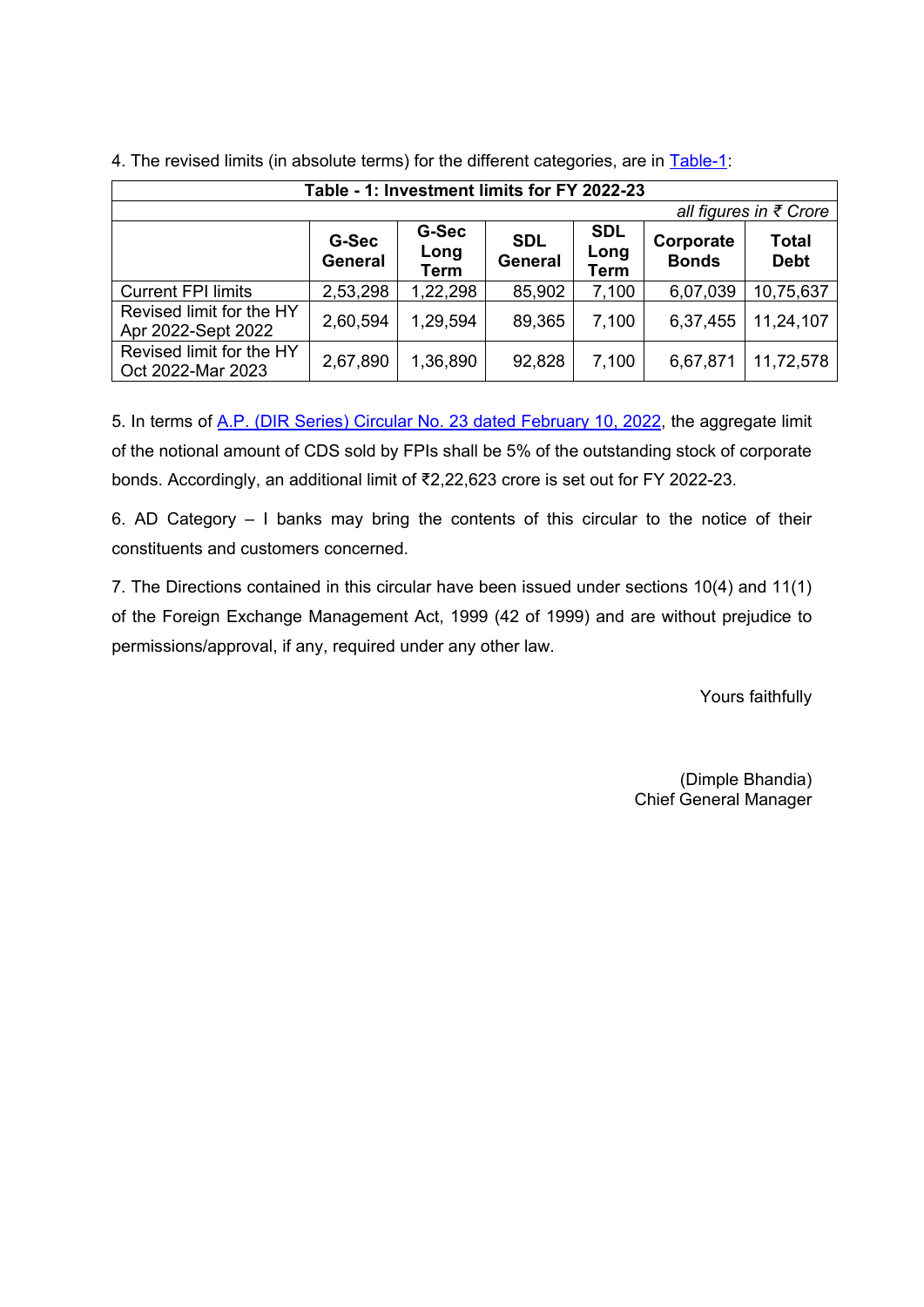4. The revised limits (in absolute terms) for the different categories, are in [Table-1](#):

| Table - 1: Investment limits for FY 2022-23 | | | | | | |
|---|---|---|---|---|---|---|
| *all figures in ₹ Crore* | | | | | | |
| | **G-Sec General** | **G-Sec Long Term** | **SDL General** | **SDL Long Term** | **Corporate Bonds** | **Total Debt** |
| Current FPI limits | 2,53,298 | 1,22,298 | 85,902 | 7,100 | 6,07,039 | 10,75,637 |
| Revised limit for the HY Apr 2022-Sept 2022 | 2,60,594 | 1,29,594 | 89,365 | 7,100 | 6,37,455 | 11,24,107 |
| Revised limit for the HY Oct 2022-Mar 2023 | 2,67,890 | 1,36,890 | 92,828 | 7,100 | 6,67,871 | 11,72,578 |

5. In terms of [A.P. (DIR Series) Circular No. 23 dated February 10, 2022](#), the aggregate limit of the notional amount of CDS sold by FPIs shall be 5% of the outstanding stock of corporate bonds. Accordingly, an additional limit of ₹2,22,623 crore is set out for FY 2022-23.

6. AD Category – I banks may bring the contents of this circular to the notice of their constituents and customers concerned.

7. The Directions contained in this circular have been issued under sections 10(4) and 11(1) of the Foreign Exchange Management Act, 1999 (42 of 1999) and are without prejudice to permissions/approval, if any, required under any other law.

Yours faithfully

(Dimple Bhandia)
Chief General Manager